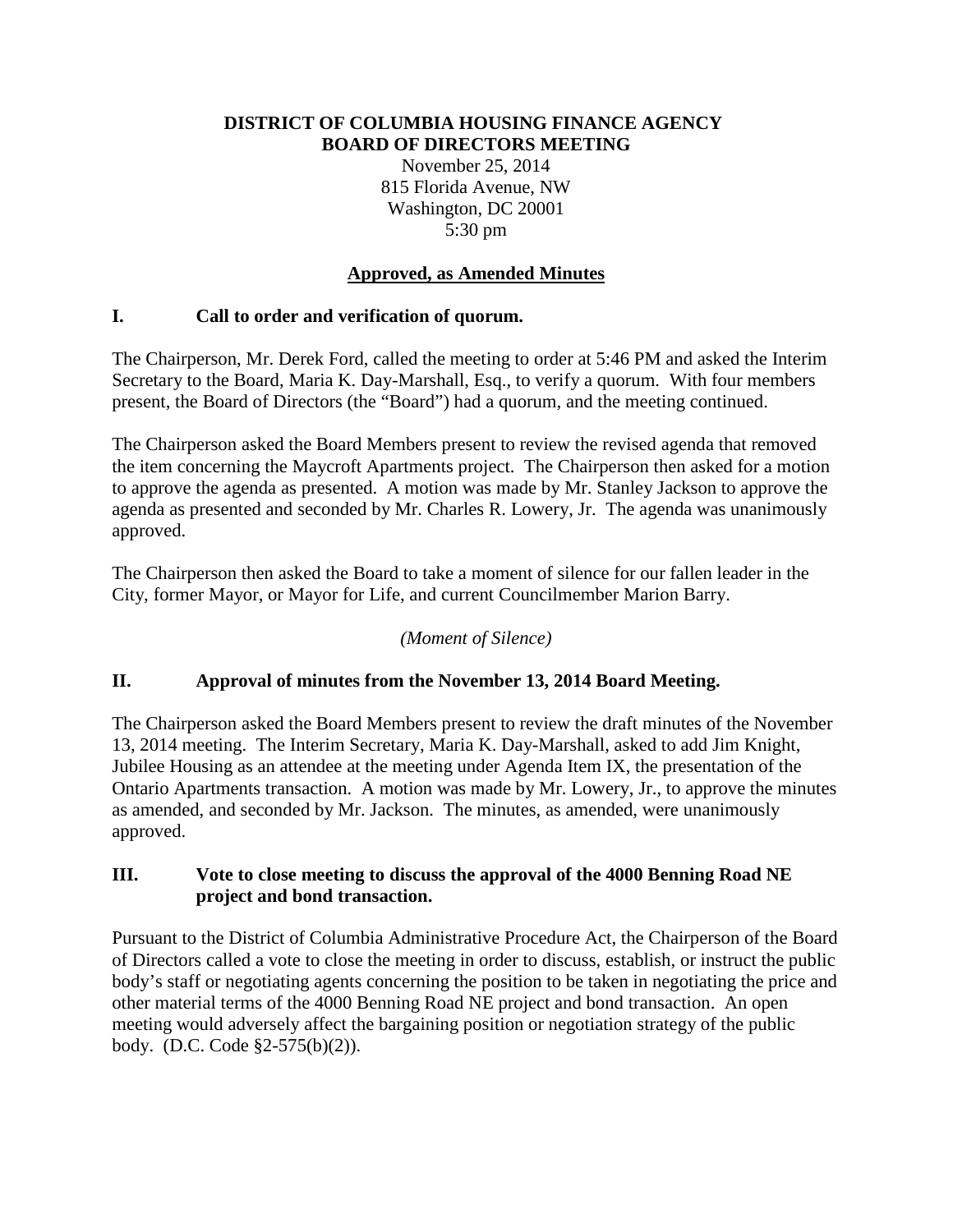# DISTRICT OF COLUMBIA HOUSING FINANCE AGENCY
# BOARD OF DIRECTORS MEETING

November 25, 2014
815 Florida Avenue, NW
Washington, DC 20001
5:30 pm

**Approved, as Amended Minutes**

## I. Call to order and verification of quorum.

The Chairperson, Mr. Derek Ford, called the meeting to order at 5:46 PM and asked the Interim Secretary to the Board, Maria K. Day-Marshall, Esq., to verify a quorum. With four members present, the Board of Directors (the "Board") had a quorum, and the meeting continued.

The Chairperson asked the Board Members present to review the revised agenda that removed the item concerning the Maycroft Apartments project. The Chairperson then asked for a motion to approve the agenda as presented. A motion was made by Mr. Stanley Jackson to approve the agenda as presented and seconded by Mr. Charles R. Lowery, Jr. The agenda was unanimously approved.

The Chairperson then asked the Board to take a moment of silence for our fallen leader in the City, former Mayor, or Mayor for Life, and current Councilmember Marion Barry.

*(Moment of Silence)*

## II. Approval of minutes from the November 13, 2014 Board Meeting.

The Chairperson asked the Board Members present to review the draft minutes of the November 13, 2014 meeting. The Interim Secretary, Maria K. Day-Marshall, asked to add Jim Knight, Jubilee Housing as an attendee at the meeting under Agenda Item IX, the presentation of the Ontario Apartments transaction. A motion was made by Mr. Lowery, Jr., to approve the minutes as amended, and seconded by Mr. Jackson. The minutes, as amended, were unanimously approved.

## III. Vote to close meeting to discuss the approval of the 4000 Benning Road NE project and bond transaction.

Pursuant to the District of Columbia Administrative Procedure Act, the Chairperson of the Board of Directors called a vote to close the meeting in order to discuss, establish, or instruct the public body's staff or negotiating agents concerning the position to be taken in negotiating the price and other material terms of the 4000 Benning Road NE project and bond transaction. An open meeting would adversely affect the bargaining position or negotiation strategy of the public body. (D.C. Code §2-575(b)(2)).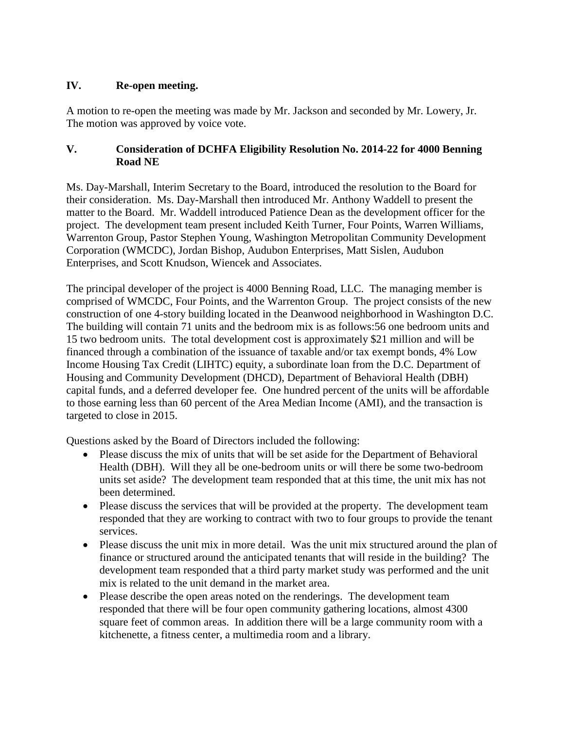## IV. Re-open meeting.

A motion to re-open the meeting was made by Mr. Jackson and seconded by Mr. Lowery, Jr. The motion was approved by voice vote.

## V. Consideration of DCHFA Eligibility Resolution No. 2014-22 for 4000 Benning Road NE

Ms. Day-Marshall, Interim Secretary to the Board, introduced the resolution to the Board for their consideration. Ms. Day-Marshall then introduced Mr. Anthony Waddell to present the matter to the Board. Mr. Waddell introduced Patience Dean as the development officer for the project. The development team present included Keith Turner, Four Points, Warren Williams, Warrenton Group, Pastor Stephen Young, Washington Metropolitan Community Development Corporation (WMCDC), Jordan Bishop, Audubon Enterprises, Matt Sislen, Audubon Enterprises, and Scott Knudson, Wiencek and Associates.

The principal developer of the project is 4000 Benning Road, LLC. The managing member is comprised of WMCDC, Four Points, and the Warrenton Group. The project consists of the new construction of one 4-story building located in the Deanwood neighborhood in Washington D.C. The building will contain 71 units and the bedroom mix is as follows:56 one bedroom units and 15 two bedroom units. The total development cost is approximately $21 million and will be financed through a combination of the issuance of taxable and/or tax exempt bonds, 4% Low Income Housing Tax Credit (LIHTC) equity, a subordinate loan from the D.C. Department of Housing and Community Development (DHCD), Department of Behavioral Health (DBH) capital funds, and a deferred developer fee. One hundred percent of the units will be affordable to those earning less than 60 percent of the Area Median Income (AMI), and the transaction is targeted to close in 2015.

Questions asked by the Board of Directors included the following:

- Please discuss the mix of units that will be set aside for the Department of Behavioral Health (DBH). Will they all be one-bedroom units or will there be some two-bedroom units set aside? The development team responded that at this time, the unit mix has not been determined.
- Please discuss the services that will be provided at the property. The development team responded that they are working to contract with two to four groups to provide the tenant services.
- Please discuss the unit mix in more detail. Was the unit mix structured around the plan of finance or structured around the anticipated tenants that will reside in the building? The development team responded that a third party market study was performed and the unit mix is related to the unit demand in the market area.
- Please describe the open areas noted on the renderings. The development team responded that there will be four open community gathering locations, almost 4300 square feet of common areas. In addition there will be a large community room with a kitchenette, a fitness center, a multimedia room and a library.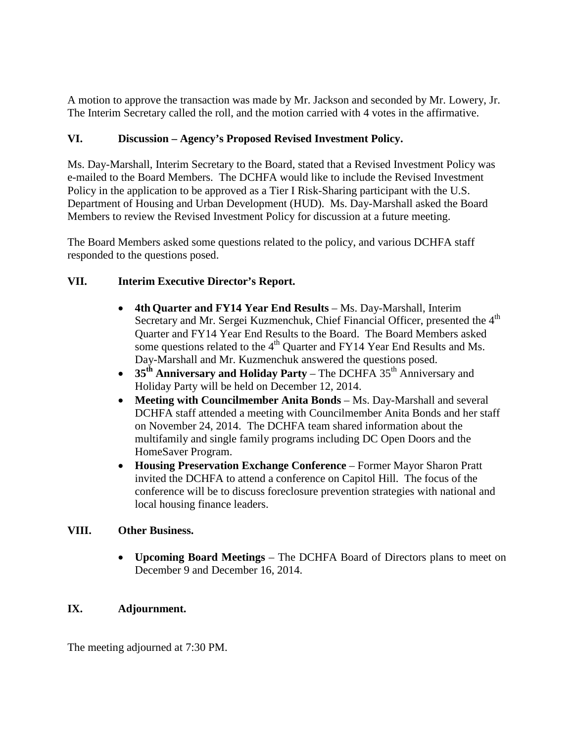A motion to approve the transaction was made by Mr. Jackson and seconded by Mr. Lowery, Jr. The Interim Secretary called the roll, and the motion carried with 4 votes in the affirmative.

## VI. Discussion – Agency's Proposed Revised Investment Policy.

Ms. Day-Marshall, Interim Secretary to the Board, stated that a Revised Investment Policy was e-mailed to the Board Members. The DCHFA would like to include the Revised Investment Policy in the application to be approved as a Tier I Risk-Sharing participant with the U.S. Department of Housing and Urban Development (HUD). Ms. Day-Marshall asked the Board Members to review the Revised Investment Policy for discussion at a future meeting.

The Board Members asked some questions related to the policy, and various DCHFA staff responded to the questions posed.

## VII. Interim Executive Director's Report.

- **4th Quarter and FY14 Year End Results** – Ms. Day-Marshall, Interim Secretary and Mr. Sergei Kuzmenchuk, Chief Financial Officer, presented the 4th Quarter and FY14 Year End Results to the Board. The Board Members asked some questions related to the 4th Quarter and FY14 Year End Results and Ms. Day-Marshall and Mr. Kuzmenchuk answered the questions posed.
- **35th Anniversary and Holiday Party** – The DCHFA 35th Anniversary and Holiday Party will be held on December 12, 2014.
- **Meeting with Councilmember Anita Bonds** – Ms. Day-Marshall and several DCHFA staff attended a meeting with Councilmember Anita Bonds and her staff on November 24, 2014. The DCHFA team shared information about the multifamily and single family programs including DC Open Doors and the HomeSaver Program.
- **Housing Preservation Exchange Conference** – Former Mayor Sharon Pratt invited the DCHFA to attend a conference on Capitol Hill. The focus of the conference will be to discuss foreclosure prevention strategies with national and local housing finance leaders.

## VIII. Other Business.

- **Upcoming Board Meetings** – The DCHFA Board of Directors plans to meet on December 9 and December 16, 2014.

## IX. Adjournment.

The meeting adjourned at 7:30 PM.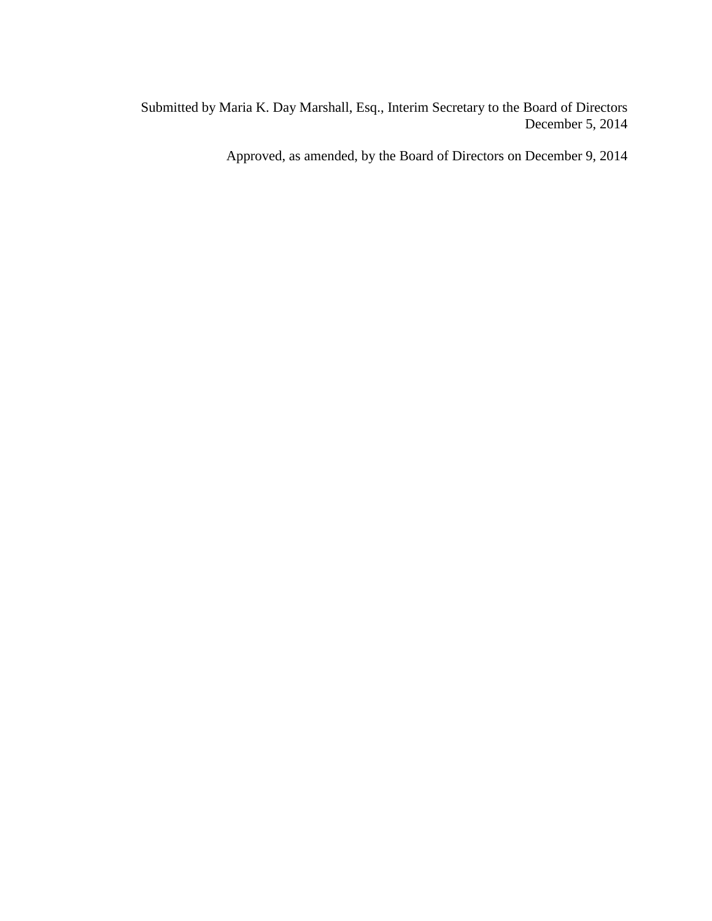Submitted by Maria K. Day Marshall, Esq., Interim Secretary to the Board of Directors
December 5, 2014

Approved, as amended, by the Board of Directors on December 9, 2014